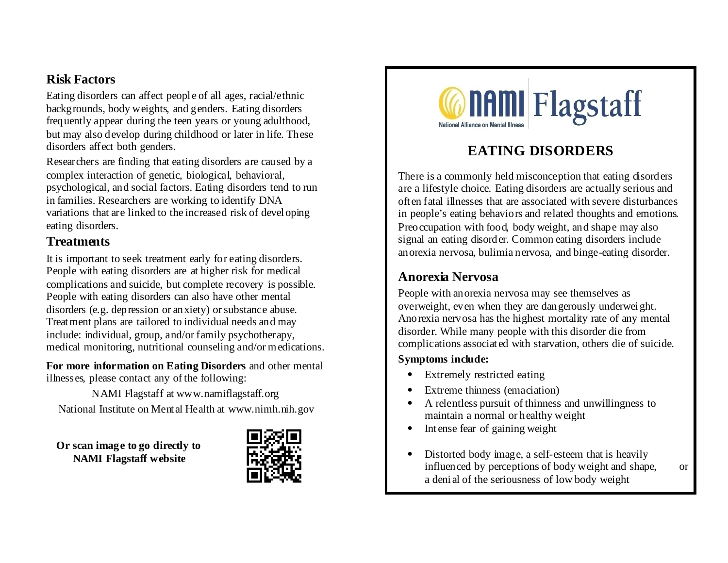## Risk Factors

Eating disorders can affect people of all ages, racial/ethnic backgrounds, body weights, and genders. Eating disorders frequently appear during the teen years or young adulthood, but may also develop during childhood or later in life. These disorders affect both genders.

Researchers are finding that eating disorders are caused by a complex interaction of genetic, biological, behavioral, psychological, and social factors. Eating disorders tend to run in families. Researchers are working to identify DNA variations that are linked to the increased risk of developing eating disorders.

## Treatments

It is important to seek treatment early for eating disorders. People with eating disorders are at higher risk for medical complications and suicide, but complete recovery is possible. People with eating disorders can also have other mental disorders (e.g. depression or anxiety) or substance abuse. Treatment plans are tailored to individual needs and may include: individual, group, and/or family psychotherapy, medical monitoring, nutritional counseling and/or medications.

**For more information on Eating Disorders** and other mental illnesses, please contact any of the following:

NAMI Flagstaff at www.namiflagstaff.org

National Institute on Mental Health at www.nimh.nih.gov

**Or scan image to go directly to NAMI Flagstaff website**

NAMI Flagstaff
National Alliance on Mental Illness

# EATING DISORDERS

There is a commonly held misconception that eating disorders are a lifestyle choice. Eating disorders are actually serious and often fatal illnesses that are associated with severe disturbances in people's eating behaviors and related thoughts and emotions. Preoccupation with food, body weight, and shape may also signal an eating disorder. Common eating disorders include anorexia nervosa, bulimia nervosa, and binge-eating disorder.

## Anorexia Nervosa

People with anorexia nervosa may see themselves as overweight, even when they are dangerously underweight. Anorexia nervosa has the highest mortality rate of any mental disorder. While many people with this disorder die from complications associated with starvation, others die of suicide.

**Symptoms include:**

- Extremely restricted eating
- Extreme thinness (emaciation)
- A relentless pursuit of thinness and unwillingness to maintain a normal or healthy weight
- Intense fear of gaining weight
- Distorted body image, a self-esteem that is heavily influenced by perceptions of body weight and shape, or a denial of the seriousness of low body weight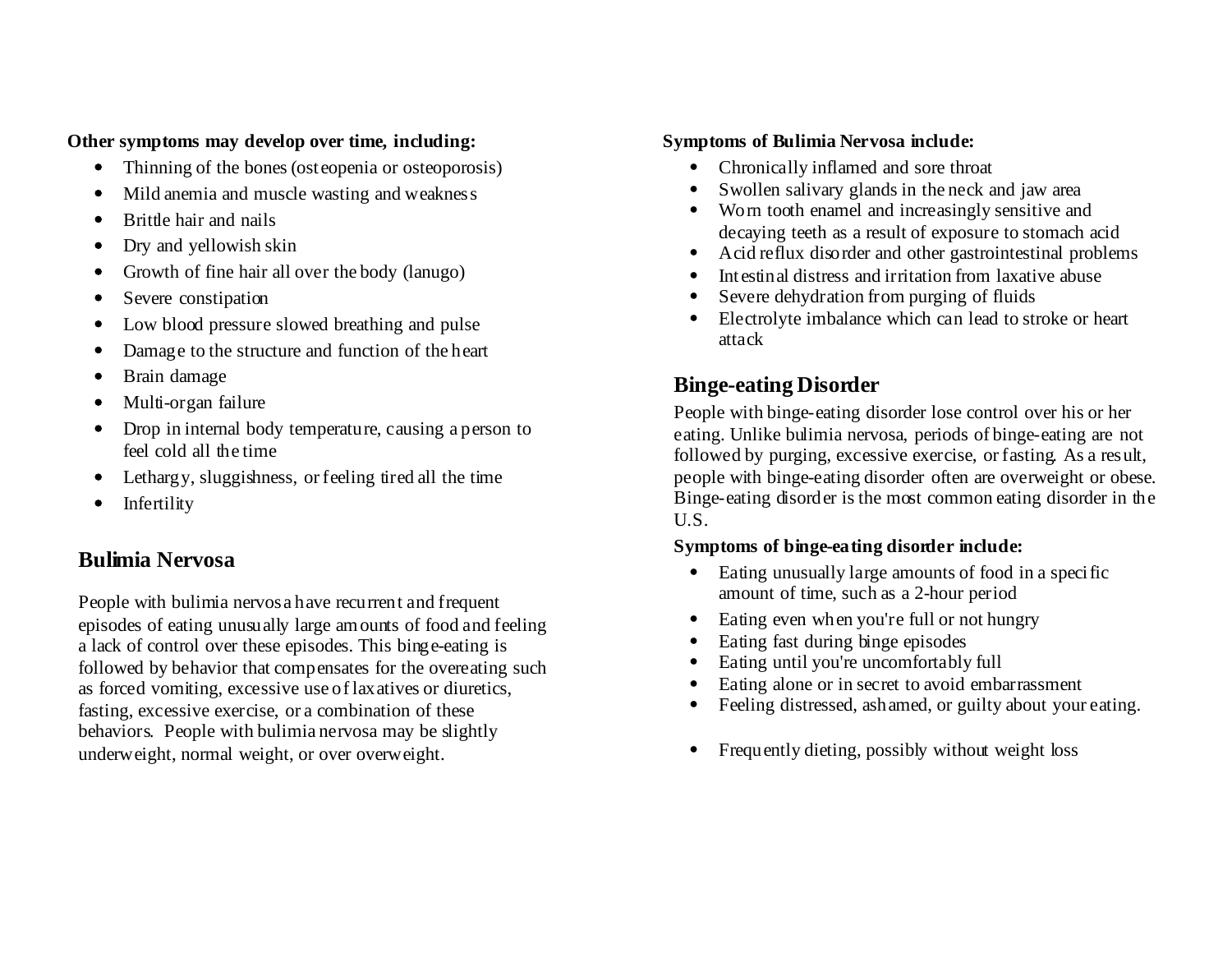**Other symptoms may develop over time, including:**

- Thinning of the bones (osteopenia or osteoporosis)
- Mild anemia and muscle wasting and weakness
- Brittle hair and nails
- Dry and yellowish skin
- Growth of fine hair all over the body (lanugo)
- Severe constipation
- Low blood pressure slowed breathing and pulse
- Damage to the structure and function of the heart
- Brain damage
- Multi-organ failure
- Drop in internal body temperature, causing a person to feel cold all the time
- Lethargy, sluggishness, or feeling tired all the time
- Infertility

## Bulimia Nervosa

People with bulimia nervosa have recurrent and frequent episodes of eating unusually large amounts of food and feeling a lack of control over these episodes. This binge-eating is followed by behavior that compensates for the overeating such as forced vomiting, excessive use of laxatives or diuretics, fasting, excessive exercise, or a combination of these behaviors. People with bulimia nervosa may be slightly underweight, normal weight, or over overweight.

**Symptoms of Bulimia Nervosa include:**

- Chronically inflamed and sore throat
- Swollen salivary glands in the neck and jaw area
- Worn tooth enamel and increasingly sensitive and decaying teeth as a result of exposure to stomach acid
- Acid reflux disorder and other gastrointestinal problems
- Intestinal distress and irritation from laxative abuse
- Severe dehydration from purging of fluids
- Electrolyte imbalance which can lead to stroke or heart attack

## Binge-eating Disorder

People with binge-eating disorder lose control over his or her eating. Unlike bulimia nervosa, periods of binge-eating are not followed by purging, excessive exercise, or fasting. As a result, people with binge-eating disorder often are overweight or obese. Binge-eating disorder is the most common eating disorder in the U.S.

**Symptoms of binge-eating disorder include:**

- Eating unusually large amounts of food in a specific amount of time, such as a 2-hour period
- Eating even when you're full or not hungry
- Eating fast during binge episodes
- Eating until you're uncomfortably full
- Eating alone or in secret to avoid embarrassment
- Feeling distressed, ashamed, or guilty about your eating.
- Frequently dieting, possibly without weight loss